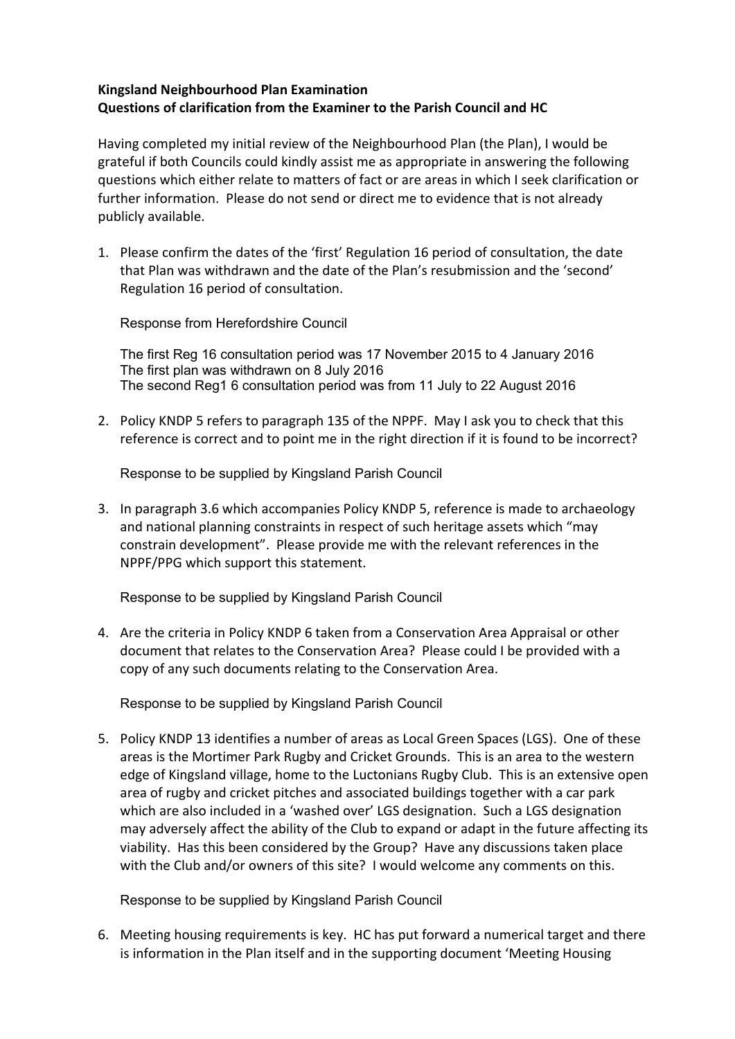**Kingsland Neighbourhood Plan Examination**
**Questions of clarification from the Examiner to the Parish Council and HC**

Having completed my initial review of the Neighbourhood Plan (the Plan), I would be grateful if both Councils could kindly assist me as appropriate in answering the following questions which either relate to matters of fact or are areas in which I seek clarification or further information. Please do not send or direct me to evidence that is not already publicly available.

1. Please confirm the dates of the 'first' Regulation 16 period of consultation, the date that Plan was withdrawn and the date of the Plan's resubmission and the 'second' Regulation 16 period of consultation.

   Response from Herefordshire Council

   The first Reg 16 consultation period was 17 November 2015 to 4 January 2016
   The first plan was withdrawn on 8 July 2016
   The second Reg1 6 consultation period was from 11 July to 22 August 2016

2. Policy KNDP 5 refers to paragraph 135 of the NPPF. May I ask you to check that this reference is correct and to point me in the right direction if it is found to be incorrect?

   Response to be supplied by Kingsland Parish Council

3. In paragraph 3.6 which accompanies Policy KNDP 5, reference is made to archaeology and national planning constraints in respect of such heritage assets which "may constrain development". Please provide me with the relevant references in the NPPF/PPG which support this statement.

   Response to be supplied by Kingsland Parish Council

4. Are the criteria in Policy KNDP 6 taken from a Conservation Area Appraisal or other document that relates to the Conservation Area? Please could I be provided with a copy of any such documents relating to the Conservation Area.

   Response to be supplied by Kingsland Parish Council

5. Policy KNDP 13 identifies a number of areas as Local Green Spaces (LGS). One of these areas is the Mortimer Park Rugby and Cricket Grounds. This is an area to the western edge of Kingsland village, home to the Luctonians Rugby Club. This is an extensive open area of rugby and cricket pitches and associated buildings together with a car park which are also included in a 'washed over' LGS designation. Such a LGS designation may adversely affect the ability of the Club to expand or adapt in the future affecting its viability. Has this been considered by the Group? Have any discussions taken place with the Club and/or owners of this site? I would welcome any comments on this.

   Response to be supplied by Kingsland Parish Council

6. Meeting housing requirements is key. HC has put forward a numerical target and there is information in the Plan itself and in the supporting document 'Meeting Housing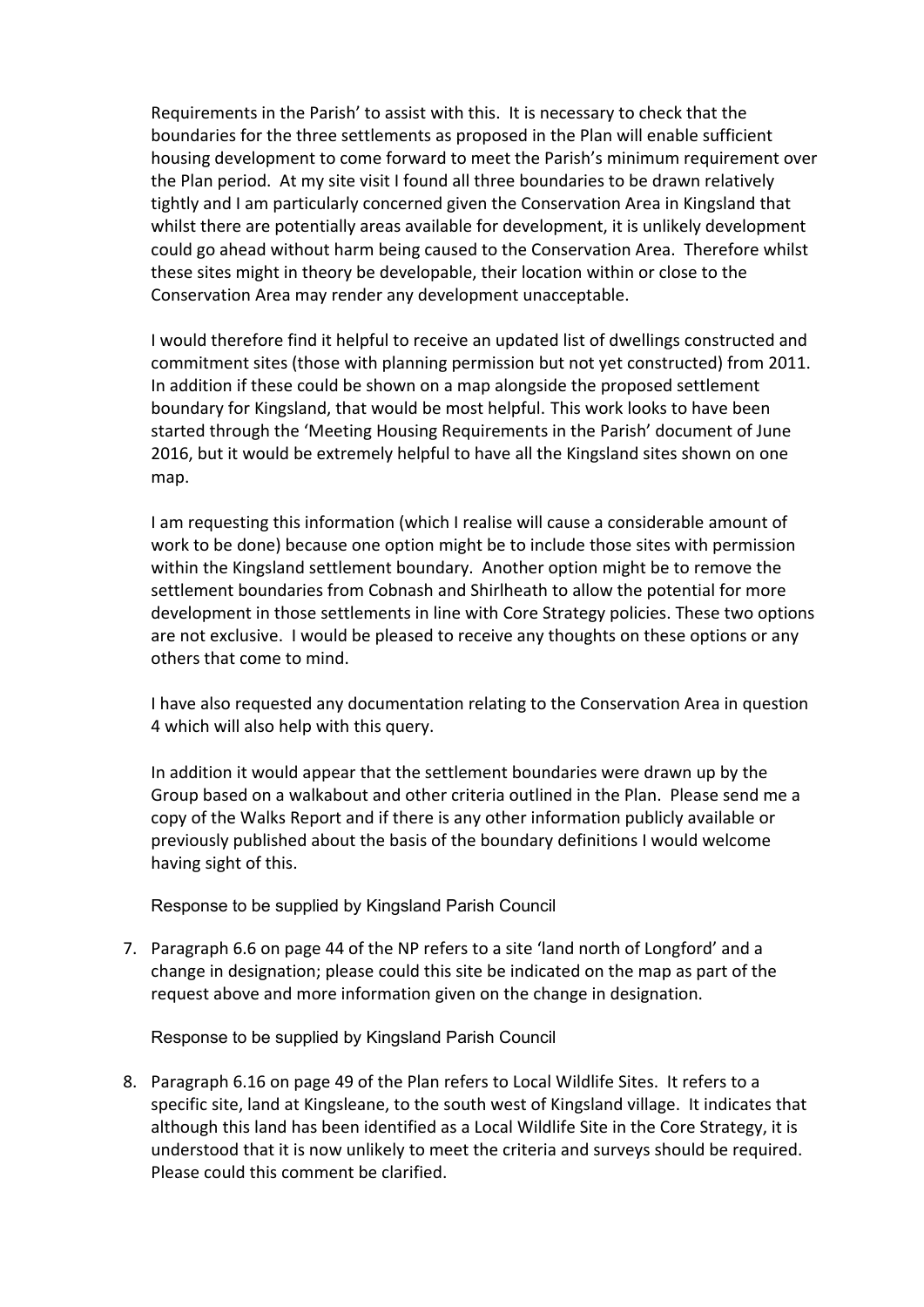Requirements in the Parish' to assist with this. It is necessary to check that the boundaries for the three settlements as proposed in the Plan will enable sufficient housing development to come forward to meet the Parish's minimum requirement over the Plan period. At my site visit I found all three boundaries to be drawn relatively tightly and I am particularly concerned given the Conservation Area in Kingsland that whilst there are potentially areas available for development, it is unlikely development could go ahead without harm being caused to the Conservation Area. Therefore whilst these sites might in theory be developable, their location within or close to the Conservation Area may render any development unacceptable.

I would therefore find it helpful to receive an updated list of dwellings constructed and commitment sites (those with planning permission but not yet constructed) from 2011. In addition if these could be shown on a map alongside the proposed settlement boundary for Kingsland, that would be most helpful. This work looks to have been started through the 'Meeting Housing Requirements in the Parish' document of June 2016, but it would be extremely helpful to have all the Kingsland sites shown on one map.

I am requesting this information (which I realise will cause a considerable amount of work to be done) because one option might be to include those sites with permission within the Kingsland settlement boundary. Another option might be to remove the settlement boundaries from Cobnash and Shirlheath to allow the potential for more development in those settlements in line with Core Strategy policies. These two options are not exclusive. I would be pleased to receive any thoughts on these options or any others that come to mind.

I have also requested any documentation relating to the Conservation Area in question 4 which will also help with this query.

In addition it would appear that the settlement boundaries were drawn up by the Group based on a walkabout and other criteria outlined in the Plan. Please send me a copy of the Walks Report and if there is any other information publicly available or previously published about the basis of the boundary definitions I would welcome having sight of this.

Response to be supplied by Kingsland Parish Council

7. Paragraph 6.6 on page 44 of the NP refers to a site 'land north of Longford' and a change in designation; please could this site be indicated on the map as part of the request above and more information given on the change in designation.

   Response to be supplied by Kingsland Parish Council

8. Paragraph 6.16 on page 49 of the Plan refers to Local Wildlife Sites. It refers to a specific site, land at Kingsleane, to the south west of Kingsland village. It indicates that although this land has been identified as a Local Wildlife Site in the Core Strategy, it is understood that it is now unlikely to meet the criteria and surveys should be required. Please could this comment be clarified.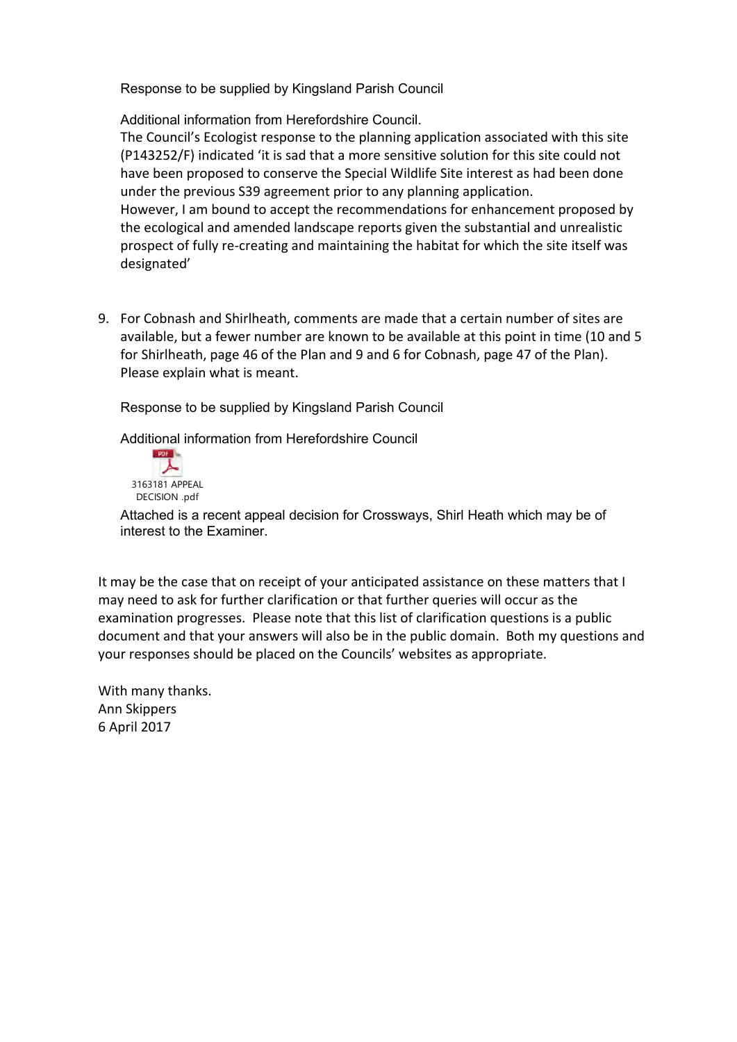Response to be supplied by Kingsland Parish Council

Additional information from Herefordshire Council.
The Council's Ecologist response to the planning application associated with this site (P143252/F) indicated 'it is sad that a more sensitive solution for this site could not have been proposed to conserve the Special Wildlife Site interest as had been done under the previous S39 agreement prior to any planning application.
However, I am bound to accept the recommendations for enhancement proposed by the ecological and amended landscape reports given the substantial and unrealistic prospect of fully re-creating and maintaining the habitat for which the site itself was designated'

9. For Cobnash and Shirlheath, comments are made that a certain number of sites are available, but a fewer number are known to be available at this point in time (10 and 5 for Shirlheath, page 46 of the Plan and 9 and 6 for Cobnash, page 47 of the Plan). Please explain what is meant.

   Response to be supplied by Kingsland Parish Council

   Additional information from Herefordshire Council

   3163181 APPEAL DECISION .pdf

   Attached is a recent appeal decision for Crossways, Shirl Heath which may be of interest to the Examiner.

It may be the case that on receipt of your anticipated assistance on these matters that I may need to ask for further clarification or that further queries will occur as the examination progresses. Please note that this list of clarification questions is a public document and that your answers will also be in the public domain. Both my questions and your responses should be placed on the Councils' websites as appropriate.

With many thanks.
Ann Skippers
6 April 2017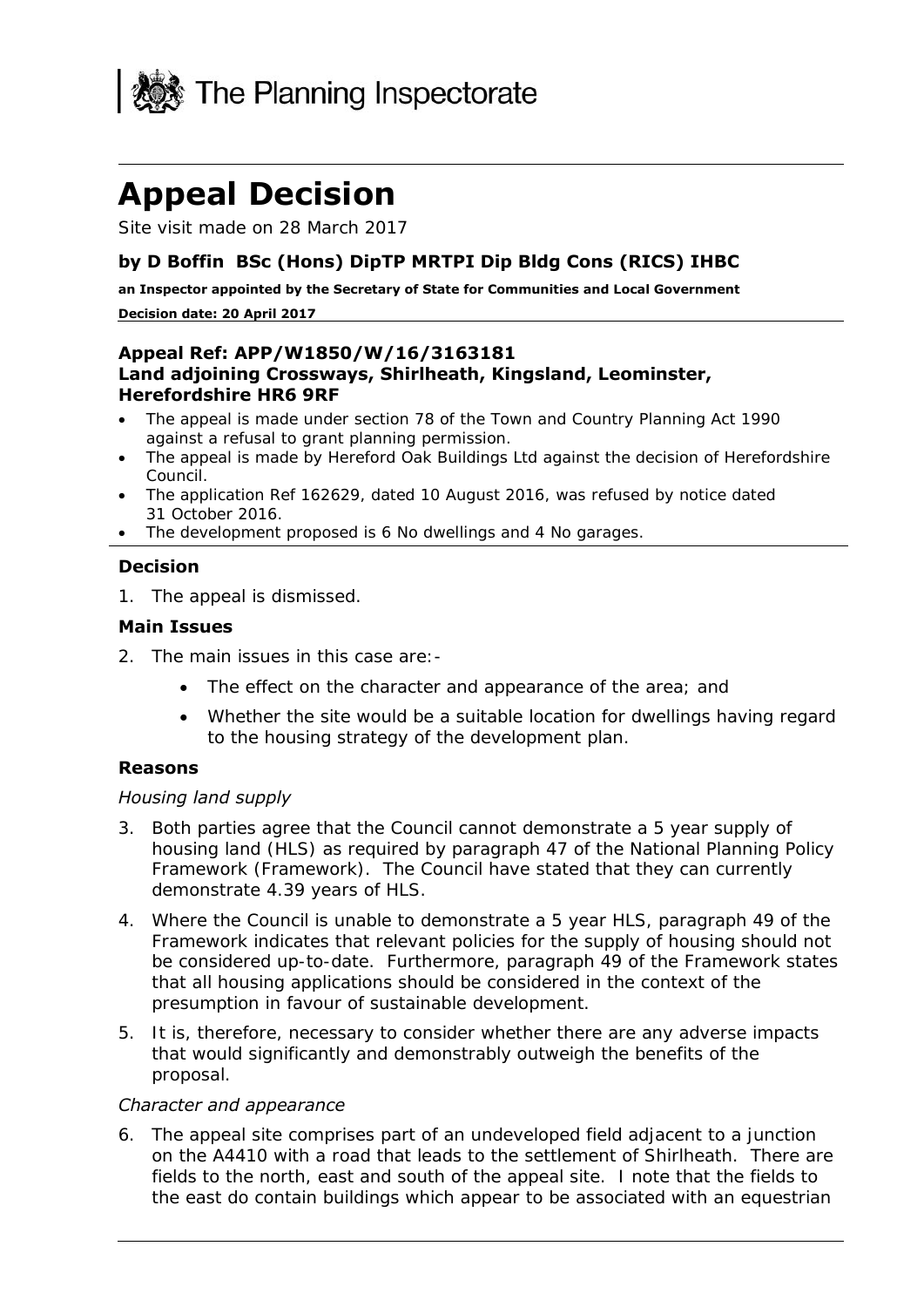![The Planning Inspectorate]

# Appeal Decision

Site visit made on 28 March 2017

### by D Boffin BSc (Hons) DipTP MRTPI Dip Bldg Cons (RICS) IHBC

**an Inspector appointed by the Secretary of State for Communities and Local Government**

**Decision date: 20 April 2017**

---

### Appeal Ref: APP/W1850/W/16/3163181
### Land adjoining Crossways, Shirlheath, Kingsland, Leominster, Herefordshire HR6 9RF

- The appeal is made under section 78 of the Town and Country Planning Act 1990 against a refusal to grant planning permission.
- The appeal is made by Hereford Oak Buildings Ltd against the decision of Herefordshire Council.
- The application Ref 162629, dated 10 August 2016, was refused by notice dated 31 October 2016.
- The development proposed is 6 No dwellings and 4 No garages.

---

### Decision

1. The appeal is dismissed.

### Main Issues

2. The main issues in this case are:-

   - The effect on the character and appearance of the area; and
   - Whether the site would be a suitable location for dwellings having regard to the housing strategy of the development plan.

### Reasons

*Housing land supply*

3. Both parties agree that the Council cannot demonstrate a 5 year supply of housing land (HLS) as required by paragraph 47 of the National Planning Policy Framework (Framework). The Council have stated that they can currently demonstrate 4.39 years of HLS.

4. Where the Council is unable to demonstrate a 5 year HLS, paragraph 49 of the Framework indicates that relevant policies for the supply of housing should not be considered up-to-date. Furthermore, paragraph 49 of the Framework states that all housing applications should be considered in the context of the presumption in favour of sustainable development.

5. It is, therefore, necessary to consider whether there are any adverse impacts that would significantly and demonstrably outweigh the benefits of the proposal.

*Character and appearance*

6. The appeal site comprises part of an undeveloped field adjacent to a junction on the A4410 with a road that leads to the settlement of Shirlheath. There are fields to the north, east and south of the appeal site. I note that the fields to the east do contain buildings which appear to be associated with an equestrian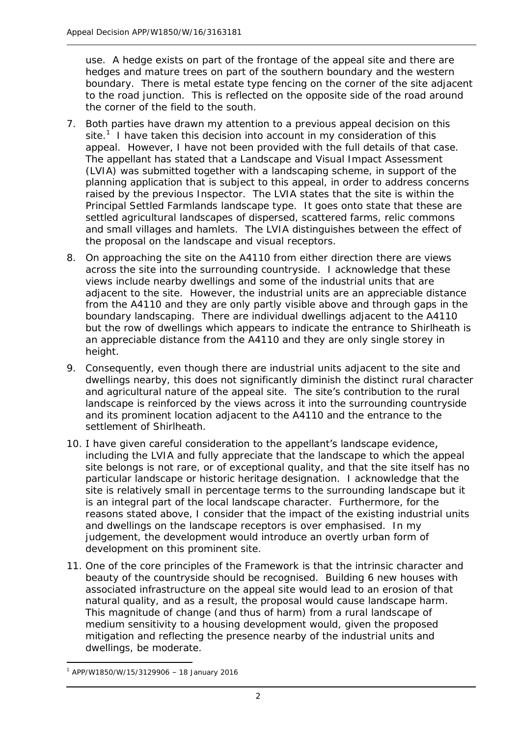use. A hedge exists on part of the frontage of the appeal site and there are hedges and mature trees on part of the southern boundary and the western boundary. There is metal estate type fencing on the corner of the site adjacent to the road junction. This is reflected on the opposite side of the road around the corner of the field to the south.

7. Both parties have drawn my attention to a previous appeal decision on this site.[1] I have taken this decision into account in my consideration of this appeal. However, I have not been provided with the full details of that case. The appellant has stated that a Landscape and Visual Impact Assessment (LVIA) was submitted together with a landscaping scheme, in support of the planning application that is subject to this appeal, in order to address concerns raised by the previous Inspector. The LVIA states that the site is within the Principal Settled Farmlands landscape type. It goes onto state that these are settled agricultural landscapes of dispersed, scattered farms, relic commons and small villages and hamlets. The LVIA distinguishes between the effect of the proposal on the landscape and visual receptors.

8. On approaching the site on the A4110 from either direction there are views across the site into the surrounding countryside. I acknowledge that these views include nearby dwellings and some of the industrial units that are adjacent to the site. However, the industrial units are an appreciable distance from the A4110 and they are only partly visible above and through gaps in the boundary landscaping. There are individual dwellings adjacent to the A4110 but the row of dwellings which appears to indicate the entrance to Shirlheath is an appreciable distance from the A4110 and they are only single storey in height.

9. Consequently, even though there are industrial units adjacent to the site and dwellings nearby, this does not significantly diminish the distinct rural character and agricultural nature of the appeal site. The site's contribution to the rural landscape is reinforced by the views across it into the surrounding countryside and its prominent location adjacent to the A4110 and the entrance to the settlement of Shirlheath.

10. I have given careful consideration to the appellant's landscape evidence, including the LVIA and fully appreciate that the landscape to which the appeal site belongs is not rare, or of exceptional quality, and that the site itself has no particular landscape or historic heritage designation. I acknowledge that the site is relatively small in percentage terms to the surrounding landscape but it is an integral part of the local landscape character. Furthermore, for the reasons stated above, I consider that the impact of the existing industrial units and dwellings on the landscape receptors is over emphasised. In my judgement, the development would introduce an overtly urban form of development on this prominent site.

11. One of the core principles of the Framework is that the intrinsic character and beauty of the countryside should be recognised. Building 6 new houses with associated infrastructure on the appeal site would lead to an erosion of that natural quality, and as a result, the proposal would cause landscape harm. This magnitude of change (and thus of harm) from a rural landscape of medium sensitivity to a housing development would, given the proposed mitigation and reflecting the presence nearby of the industrial units and dwellings, be moderate.

[1] APP/W1850/W/15/3129906 – 18 January 2016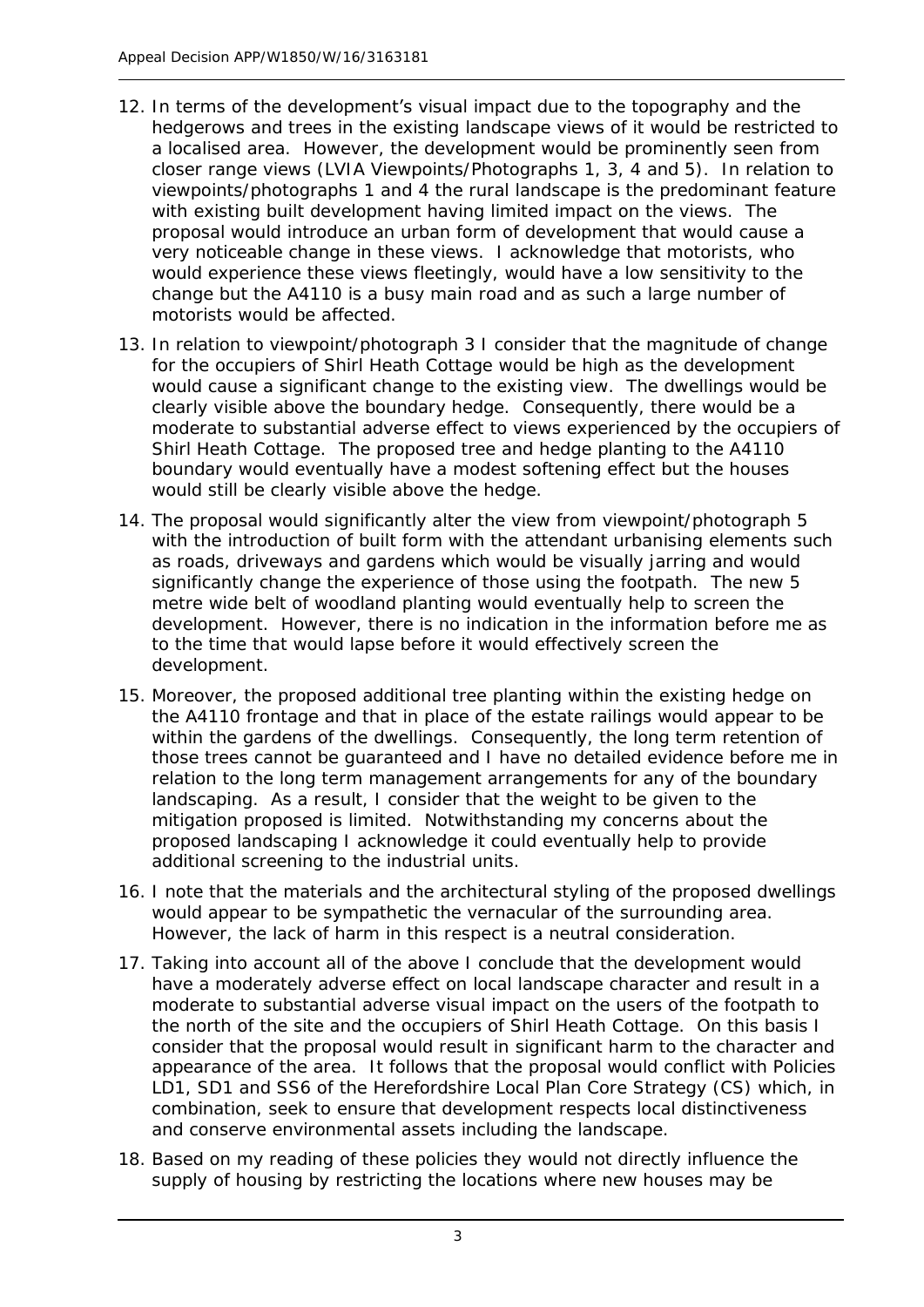12. In terms of the development's visual impact due to the topography and the hedgerows and trees in the existing landscape views of it would be restricted to a localised area. However, the development would be prominently seen from closer range views (LVIA Viewpoints/Photographs 1, 3, 4 and 5). In relation to viewpoints/photographs 1 and 4 the rural landscape is the predominant feature with existing built development having limited impact on the views. The proposal would introduce an urban form of development that would cause a very noticeable change in these views. I acknowledge that motorists, who would experience these views fleetingly, would have a low sensitivity to the change but the A4110 is a busy main road and as such a large number of motorists would be affected.

13. In relation to viewpoint/photograph 3 I consider that the magnitude of change for the occupiers of Shirl Heath Cottage would be high as the development would cause a significant change to the existing view. The dwellings would be clearly visible above the boundary hedge. Consequently, there would be a moderate to substantial adverse effect to views experienced by the occupiers of Shirl Heath Cottage. The proposed tree and hedge planting to the A4110 boundary would eventually have a modest softening effect but the houses would still be clearly visible above the hedge.

14. The proposal would significantly alter the view from viewpoint/photograph 5 with the introduction of built form with the attendant urbanising elements such as roads, driveways and gardens which would be visually jarring and would significantly change the experience of those using the footpath. The new 5 metre wide belt of woodland planting would eventually help to screen the development. However, there is no indication in the information before me as to the time that would lapse before it would effectively screen the development.

15. Moreover, the proposed additional tree planting within the existing hedge on the A4110 frontage and that in place of the estate railings would appear to be within the gardens of the dwellings. Consequently, the long term retention of those trees cannot be guaranteed and I have no detailed evidence before me in relation to the long term management arrangements for any of the boundary landscaping. As a result, I consider that the weight to be given to the mitigation proposed is limited. Notwithstanding my concerns about the proposed landscaping I acknowledge it could eventually help to provide additional screening to the industrial units.

16. I note that the materials and the architectural styling of the proposed dwellings would appear to be sympathetic the vernacular of the surrounding area. However, the lack of harm in this respect is a neutral consideration.

17. Taking into account all of the above I conclude that the development would have a moderately adverse effect on local landscape character and result in a moderate to substantial adverse visual impact on the users of the footpath to the north of the site and the occupiers of Shirl Heath Cottage. On this basis I consider that the proposal would result in significant harm to the character and appearance of the area. It follows that the proposal would conflict with Policies LD1, SD1 and SS6 of the Herefordshire Local Plan Core Strategy (CS) which, in combination, seek to ensure that development respects local distinctiveness and conserve environmental assets including the landscape.

18. Based on my reading of these policies they would not directly influence the supply of housing by restricting the locations where new houses may be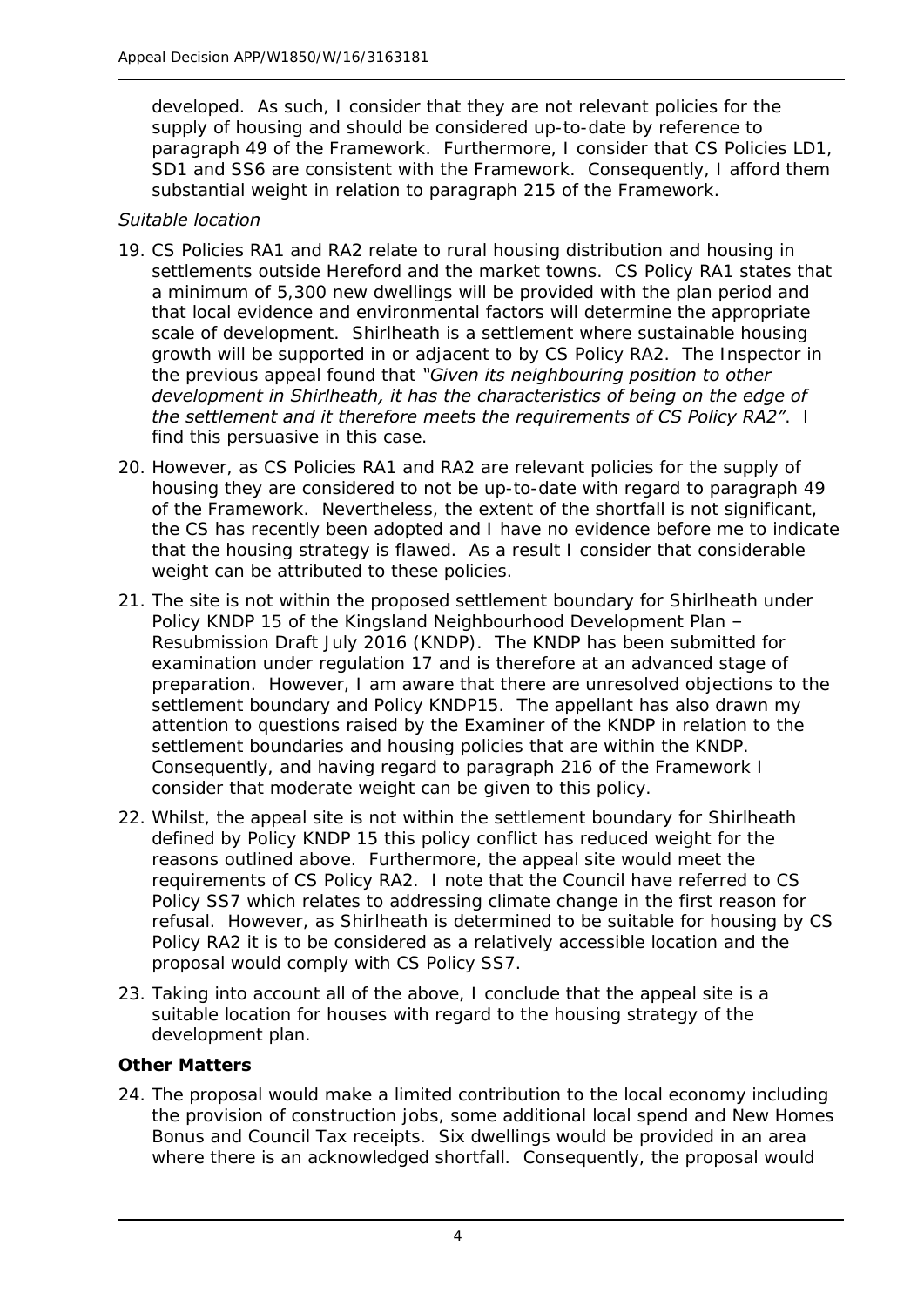developed. As such, I consider that they are not relevant policies for the supply of housing and should be considered up-to-date by reference to paragraph 49 of the Framework. Furthermore, I consider that CS Policies LD1, SD1 and SS6 are consistent with the Framework. Consequently, I afford them substantial weight in relation to paragraph 215 of the Framework.

*Suitable location*

19. CS Policies RA1 and RA2 relate to rural housing distribution and housing in settlements outside Hereford and the market towns. CS Policy RA1 states that a minimum of 5,300 new dwellings will be provided with the plan period and that local evidence and environmental factors will determine the appropriate scale of development. Shirlheath is a settlement where sustainable housing growth will be supported in or adjacent to by CS Policy RA2. The Inspector in the previous appeal found that *"Given its neighbouring position to other development in Shirlheath, it has the characteristics of being on the edge of the settlement and it therefore meets the requirements of CS Policy RA2"*. I find this persuasive in this case.

20. However, as CS Policies RA1 and RA2 are relevant policies for the supply of housing they are considered to not be up-to-date with regard to paragraph 49 of the Framework. Nevertheless, the extent of the shortfall is not significant, the CS has recently been adopted and I have no evidence before me to indicate that the housing strategy is flawed. As a result I consider that considerable weight can be attributed to these policies.

21. The site is not within the proposed settlement boundary for Shirlheath under Policy KNDP 15 of the Kingsland Neighbourhood Development Plan – Resubmission Draft July 2016 (KNDP). The KNDP has been submitted for examination under regulation 17 and is therefore at an advanced stage of preparation. However, I am aware that there are unresolved objections to the settlement boundary and Policy KNDP15. The appellant has also drawn my attention to questions raised by the Examiner of the KNDP in relation to the settlement boundaries and housing policies that are within the KNDP. Consequently, and having regard to paragraph 216 of the Framework I consider that moderate weight can be given to this policy.

22. Whilst, the appeal site is not within the settlement boundary for Shirlheath defined by Policy KNDP 15 this policy conflict has reduced weight for the reasons outlined above. Furthermore, the appeal site would meet the requirements of CS Policy RA2. I note that the Council have referred to CS Policy SS7 which relates to addressing climate change in the first reason for refusal. However, as Shirlheath is determined to be suitable for housing by CS Policy RA2 it is to be considered as a relatively accessible location and the proposal would comply with CS Policy SS7.

23. Taking into account all of the above, I conclude that the appeal site is a suitable location for houses with regard to the housing strategy of the development plan.

**Other Matters**

24. The proposal would make a limited contribution to the local economy including the provision of construction jobs, some additional local spend and New Homes Bonus and Council Tax receipts. Six dwellings would be provided in an area where there is an acknowledged shortfall. Consequently, the proposal would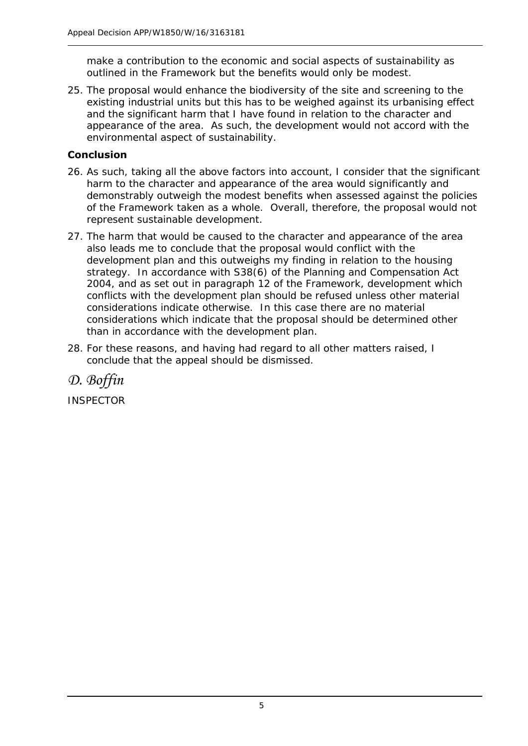make a contribution to the economic and social aspects of sustainability as outlined in the Framework but the benefits would only be modest.

25. The proposal would enhance the biodiversity of the site and screening to the existing industrial units but this has to be weighed against its urbanising effect and the significant harm that I have found in relation to the character and appearance of the area. As such, the development would not accord with the environmental aspect of sustainability.

**Conclusion**

26. As such, taking all the above factors into account, I consider that the significant harm to the character and appearance of the area would significantly and demonstrably outweigh the modest benefits when assessed against the policies of the Framework taken as a whole. Overall, therefore, the proposal would not represent sustainable development.

27. The harm that would be caused to the character and appearance of the area also leads me to conclude that the proposal would conflict with the development plan and this outweighs my finding in relation to the housing strategy. In accordance with S38(6) of the Planning and Compensation Act 2004, and as set out in paragraph 12 of the Framework, development which conflicts with the development plan should be refused unless other material considerations indicate otherwise. In this case there are no material considerations which indicate that the proposal should be determined other than in accordance with the development plan.

28. For these reasons, and having had regard to all other matters raised, I conclude that the appeal should be dismissed.

*D. Boffin*

INSPECTOR